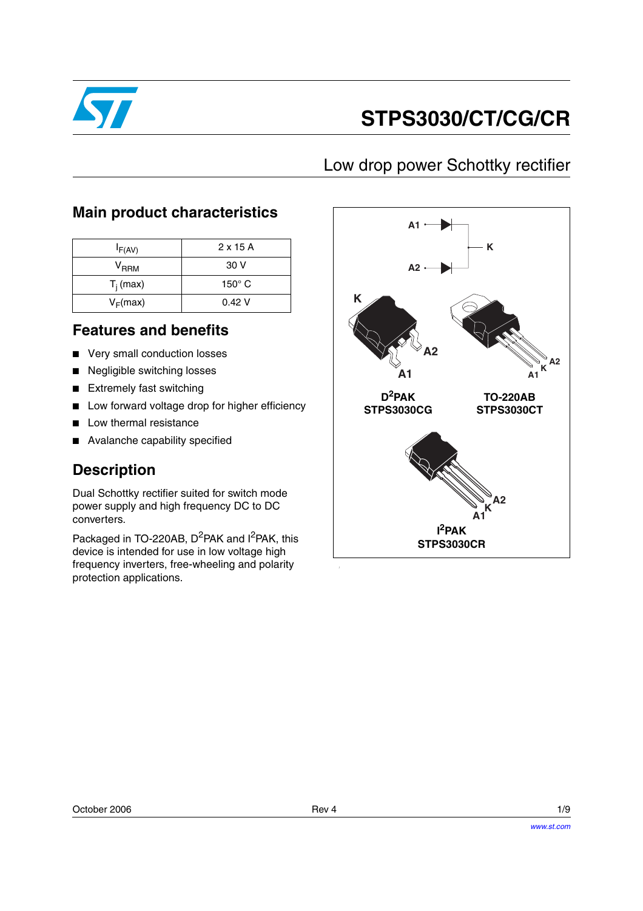# STPS3030/CT/CG/CR

## Low drop power Schottky rectifier

### Main product characteristics

| | |
|---|---|
| $I_{F(AV)}$ | 2 x 15 A |
| $V_{RRM}$ | 30 V |
| $T_j$ (max) | 150° C |
| $V_F$(max) | 0.42 V |

### Features and benefits

- Very small conduction losses
- Negligible switching losses
- Extremely fast switching
- Low forward voltage drop for higher efficiency
- Low thermal resistance
- Avalanche capability specified

### Description

Dual Schottky rectifier suited for switch mode power supply and high frequency DC to DC converters.

Packaged in TO-220AB, $D^2$PAK and $I^2$PAK, this device is intended for use in low voltage high frequency inverters, free-wheeling and polarity protection applications.

A1 A2 K

K A2 A1

$D^2$PAK
STPS3030CG

A2 K A1

TO-220AB
STPS3030CT

A2 K A1

$I^2$PAK
STPS3030CR

October 2006 Rev 4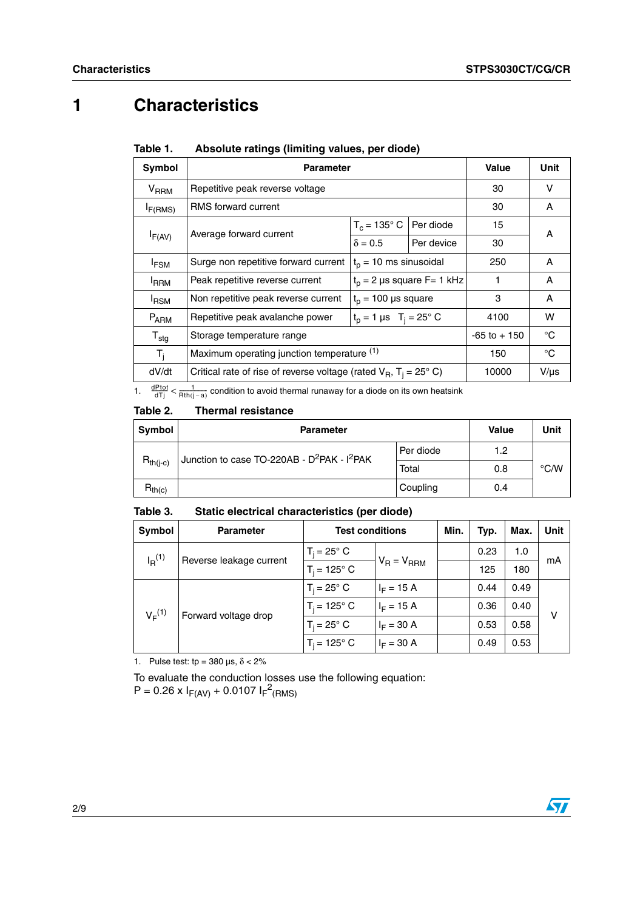// Characteristics

# 1 Characteristics

**Table 1. Absolute ratings (limiting values, per diode)**

| Symbol | Parameter | | | Value | Unit |
|---|---|---|---|---|---|
| $V_{RRM}$ | Repetitive peak reverse voltage | | | 30 | V |
| $I_{F(RMS)}$ | RMS forward current | | | 30 | A |
| $I_{F(AV)}$ | Average forward current | $T_c = 135°$ C | Per diode | 15 | A |
| | | $\delta = 0.5$ | Per device | 30 | |
| $I_{FSM}$ | Surge non repetitive forward current | $t_p$ = 10 ms sinusoidal | | 250 | A |
| $I_{RRM}$ | Peak repetitive reverse current | $t_p$ = 2 µs square F= 1 kHz | | 1 | A |
| $I_{RSM}$ | Non repetitive peak reverse current | $t_p$ = 100 µs square | | 3 | A |
| $P_{ARM}$ | Repetitive peak avalanche power | $t_p$ = 1 µs $T_j = 25°$ C | | 4100 | W |
| $T_{stg}$ | Storage temperature range | | | -65 to + 150 | °C |
| $T_j$ | Maximum operating junction temperature (1) | | | 150 | °C |
| dV/dt | Critical rate of rise of reverse voltage (rated $V_R$, $T_j = 25°$ C) | | | 10000 | V/µs |

1. $\frac{dPtot}{dTj} < \frac{1}{Rth(j-a)}$ condition to avoid thermal runaway for a diode on its own heatsink

**Table 2. Thermal resistance**

| Symbol | Parameter | | Value | Unit |
|---|---|---|---|---|
| $R_{th(j-c)}$ | Junction to case TO-220AB - $D^2PAK$ - $I^2PAK$ | Per diode | 1.2 | °C/W |
| | | Total | 0.8 | |
| $R_{th(c)}$ | | Coupling | 0.4 | |

**Table 3. Static electrical characteristics (per diode)**

| Symbol | Parameter | Test conditions | | Min. | Typ. | Max. | Unit |
|---|---|---|---|---|---|---|---|
| $I_R$ (1) | Reverse leakage current | $T_j = 25°$ C | $V_R = V_{RRM}$ | | 0.23 | 1.0 | mA |
| | | $T_j = 125°$ C | | | 125 | 180 | |
| $V_F$ (1) | Forward voltage drop | $T_j = 25°$ C | $I_F = 15$ A | | 0.44 | 0.49 | V |
| | | $T_j = 125°$ C | $I_F = 15$ A | | 0.36 | 0.40 | |
| | | $T_j = 25°$ C | $I_F = 30$ A | | 0.53 | 0.58 | |
| | | $T_j = 125°$ C | $I_F = 30$ A | | 0.49 | 0.53 | |

1. Pulse test: tp = 380 µs, $\delta < 2\%$

To evaluate the conduction losses use the following equation:
$P = 0.26 \times I_{F(AV)} + 0.0107\ I_{F}^{2}{}_{(RMS)}$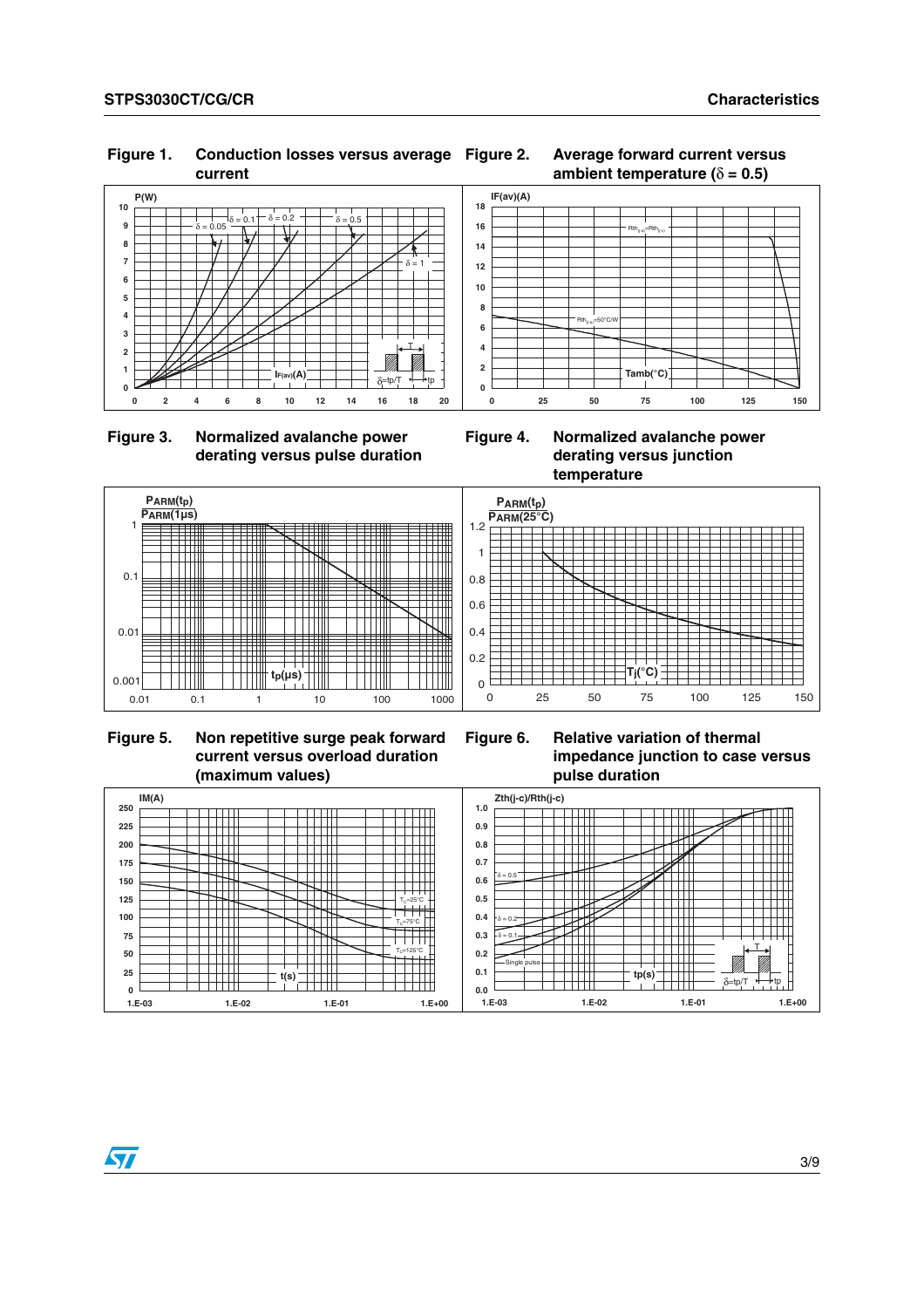**Figure 1. Conduction losses versus average current**

**Figure 2. Average forward current versus ambient temperature (δ = 0.5)**

**Figure 3. Normalized avalanche power derating versus pulse duration**

**Figure 4. Normalized avalanche power derating versus junction temperature**

**Figure 5. Non repetitive surge peak forward current versus overload duration (maximum values)**

**Figure 6. Relative variation of thermal impedance junction to case versus pulse duration**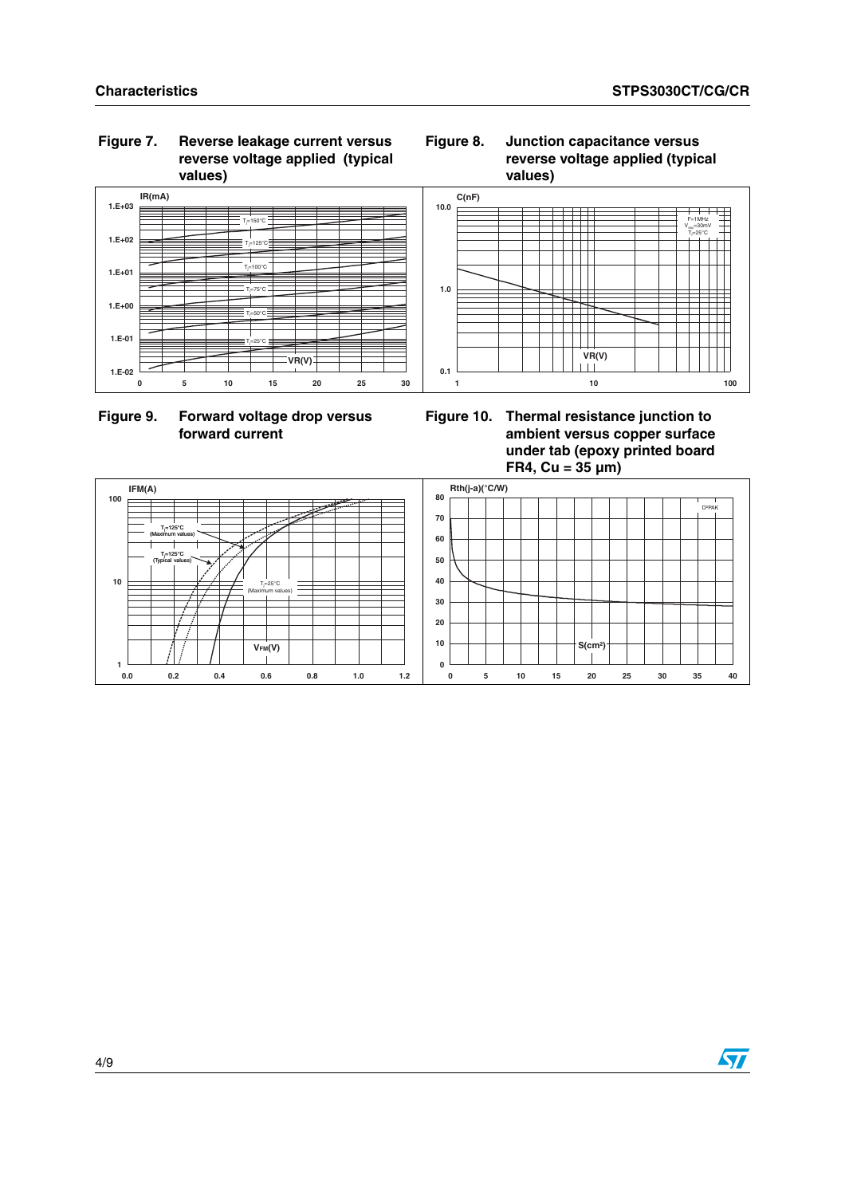Figure 7. Reverse leakage current versus reverse voltage applied (typical values)

Figure 8. Junction capacitance versus reverse voltage applied (typical values)

Figure 9. Forward voltage drop versus forward current

Figure 10. Thermal resistance junction to ambient versus copper surface under tab (epoxy printed board FR4, Cu = 35 µm)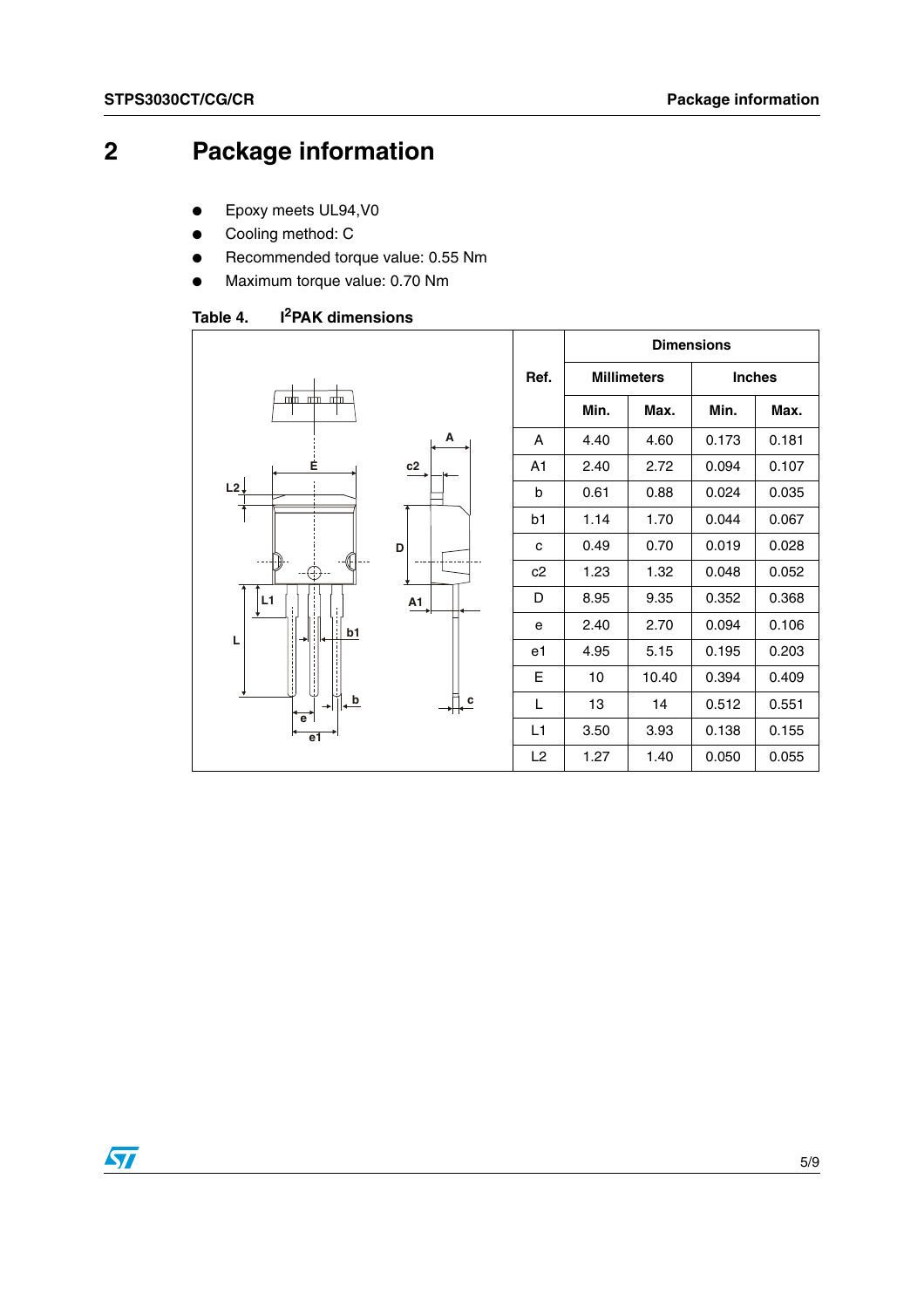# 2 Package information

- Epoxy meets UL94,V0
- Cooling method: C
- Recommended torque value: 0.55 Nm
- Maximum torque value: 0.70 Nm

Table 4. I[2]PAK dimensions

| Ref. | Millimeters Min. | Millimeters Max. | Inches Min. | Inches Max. |
|---|---|---|---|---|
| A | 4.40 | 4.60 | 0.173 | 0.181 |
| A1 | 2.40 | 2.72 | 0.094 | 0.107 |
| b | 0.61 | 0.88 | 0.024 | 0.035 |
| b1 | 1.14 | 1.70 | 0.044 | 0.067 |
| c | 0.49 | 0.70 | 0.019 | 0.028 |
| c2 | 1.23 | 1.32 | 0.048 | 0.052 |
| D | 8.95 | 9.35 | 0.352 | 0.368 |
| e | 2.40 | 2.70 | 0.094 | 0.106 |
| e1 | 4.95 | 5.15 | 0.195 | 0.203 |
| E | 10 | 10.40 | 0.394 | 0.409 |
| L | 13 | 14 | 0.512 | 0.551 |
| L1 | 3.50 | 3.93 | 0.138 | 0.155 |
| L2 | 1.27 | 1.40 | 0.050 | 0.055 |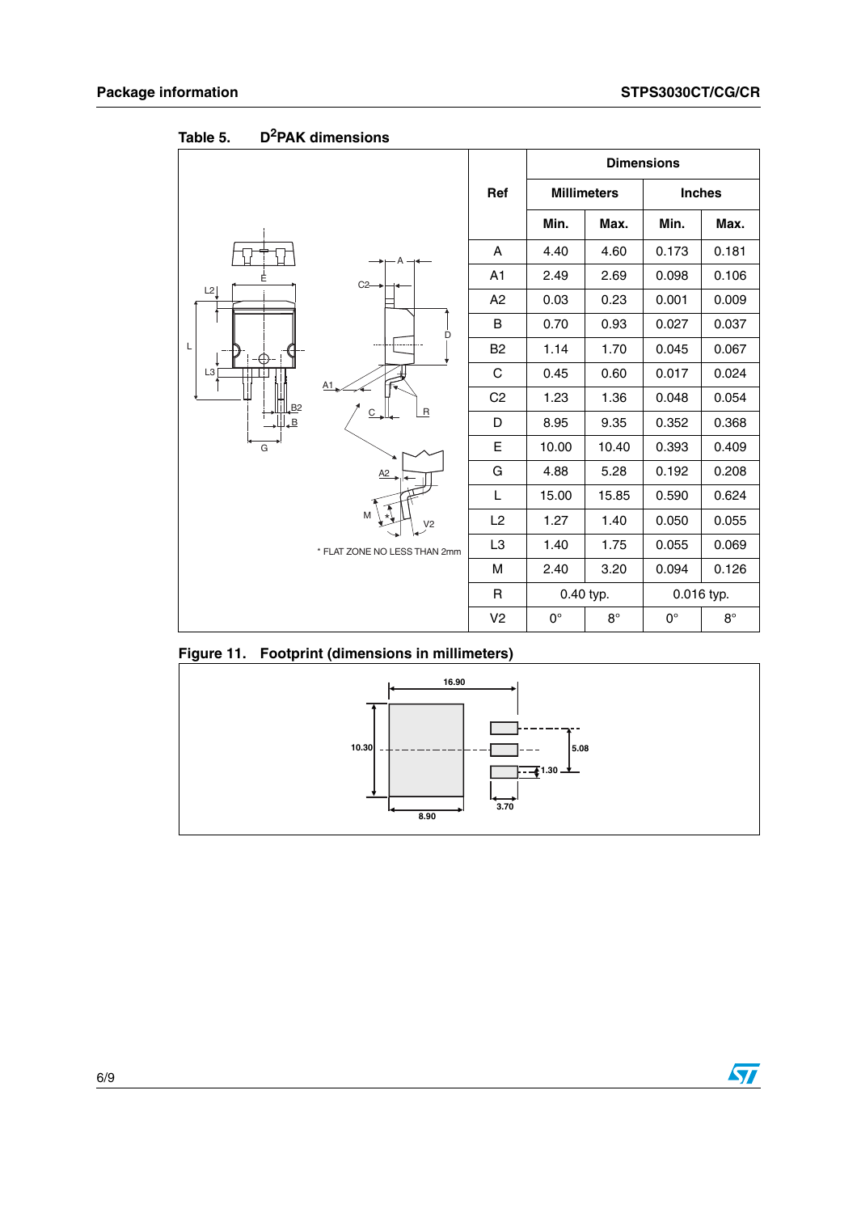Table 5. $D^2PAK$ dimensions

* FLAT ZONE NO LESS THAN 2mm

| Ref | Dimensions | | | |
|---|---|---|---|---|
| | Millimeters | | Inches | |
| | Min. | Max. | Min. | Max. |
| A | 4.40 | 4.60 | 0.173 | 0.181 |
| A1 | 2.49 | 2.69 | 0.098 | 0.106 |
| A2 | 0.03 | 0.23 | 0.001 | 0.009 |
| B | 0.70 | 0.93 | 0.027 | 0.037 |
| B2 | 1.14 | 1.70 | 0.045 | 0.067 |
| C | 0.45 | 0.60 | 0.017 | 0.024 |
| C2 | 1.23 | 1.36 | 0.048 | 0.054 |
| D | 8.95 | 9.35 | 0.352 | 0.368 |
| E | 10.00 | 10.40 | 0.393 | 0.409 |
| G | 4.88 | 5.28 | 0.192 | 0.208 |
| L | 15.00 | 15.85 | 0.590 | 0.624 |
| L2 | 1.27 | 1.40 | 0.050 | 0.055 |
| L3 | 1.40 | 1.75 | 0.055 | 0.069 |
| M | 2.40 | 3.20 | 0.094 | 0.126 |
| R | 0.40 typ. | | 0.016 typ. | |
| V2 | 0° | 8° | 0° | 8° |

Figure 11. Footprint (dimensions in millimeters)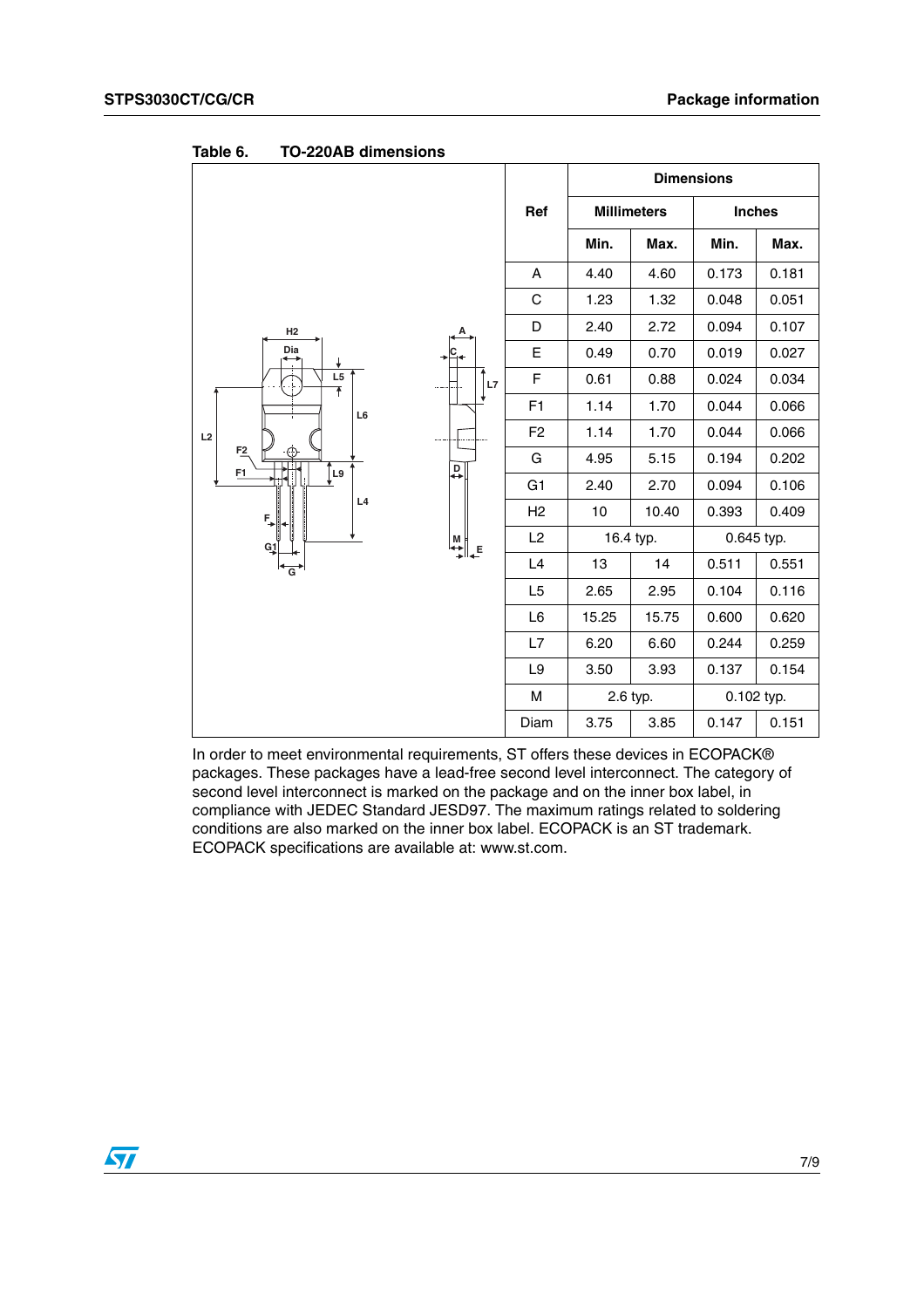Table 6. TO-220AB dimensions

| Ref | Dimensions | | | |
|---|---|---|---|---|
| | Millimeters | | Inches | |
| | Min. | Max. | Min. | Max. |
| A | 4.40 | 4.60 | 0.173 | 0.181 |
| C | 1.23 | 1.32 | 0.048 | 0.051 |
| D | 2.40 | 2.72 | 0.094 | 0.107 |
| E | 0.49 | 0.70 | 0.019 | 0.027 |
| F | 0.61 | 0.88 | 0.024 | 0.034 |
| F1 | 1.14 | 1.70 | 0.044 | 0.066 |
| F2 | 1.14 | 1.70 | 0.044 | 0.066 |
| G | 4.95 | 5.15 | 0.194 | 0.202 |
| G1 | 2.40 | 2.70 | 0.094 | 0.106 |
| H2 | 10 | 10.40 | 0.393 | 0.409 |
| L2 | 16.4 typ. | | 0.645 typ. | |
| L4 | 13 | 14 | 0.511 | 0.551 |
| L5 | 2.65 | 2.95 | 0.104 | 0.116 |
| L6 | 15.25 | 15.75 | 0.600 | 0.620 |
| L7 | 6.20 | 6.60 | 0.244 | 0.259 |
| L9 | 3.50 | 3.93 | 0.137 | 0.154 |
| M | 2.6 typ. | | 0.102 typ. | |
| Diam | 3.75 | 3.85 | 0.147 | 0.151 |

In order to meet environmental requirements, ST offers these devices in ECOPACK® packages. These packages have a lead-free second level interconnect. The category of second level interconnect is marked on the package and on the inner box label, in compliance with JEDEC Standard JESD97. The maximum ratings related to soldering conditions are also marked on the inner box label. ECOPACK is an ST trademark. ECOPACK specifications are available at: www.st.com.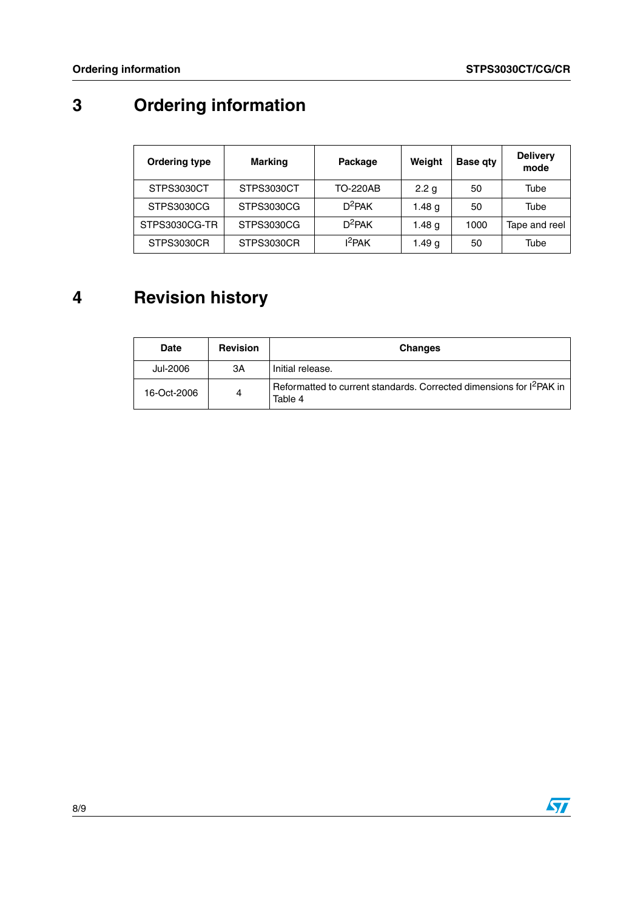# 3 Ordering information

| Ordering type | Marking | Package | Weight | Base qty | Delivery mode |
|---|---|---|---|---|---|
| STPS3030CT | STPS3030CT | TO-220AB | 2.2 g | 50 | Tube |
| STPS3030CG | STPS3030CG | $D^2PAK$ | 1.48 g | 50 | Tube |
| STPS3030CG-TR | STPS3030CG | $D^2PAK$ | 1.48 g | 1000 | Tape and reel |
| STPS3030CR | STPS3030CR | $I^2PAK$ | 1.49 g | 50 | Tube |

# 4 Revision history

| Date | Revision | Changes |
|---|---|---|
| Jul-2006 | 3A | Initial release. |
| 16-Oct-2006 | 4 | Reformatted to current standards. Corrected dimensions for $I^2PAK$ in Table 4 |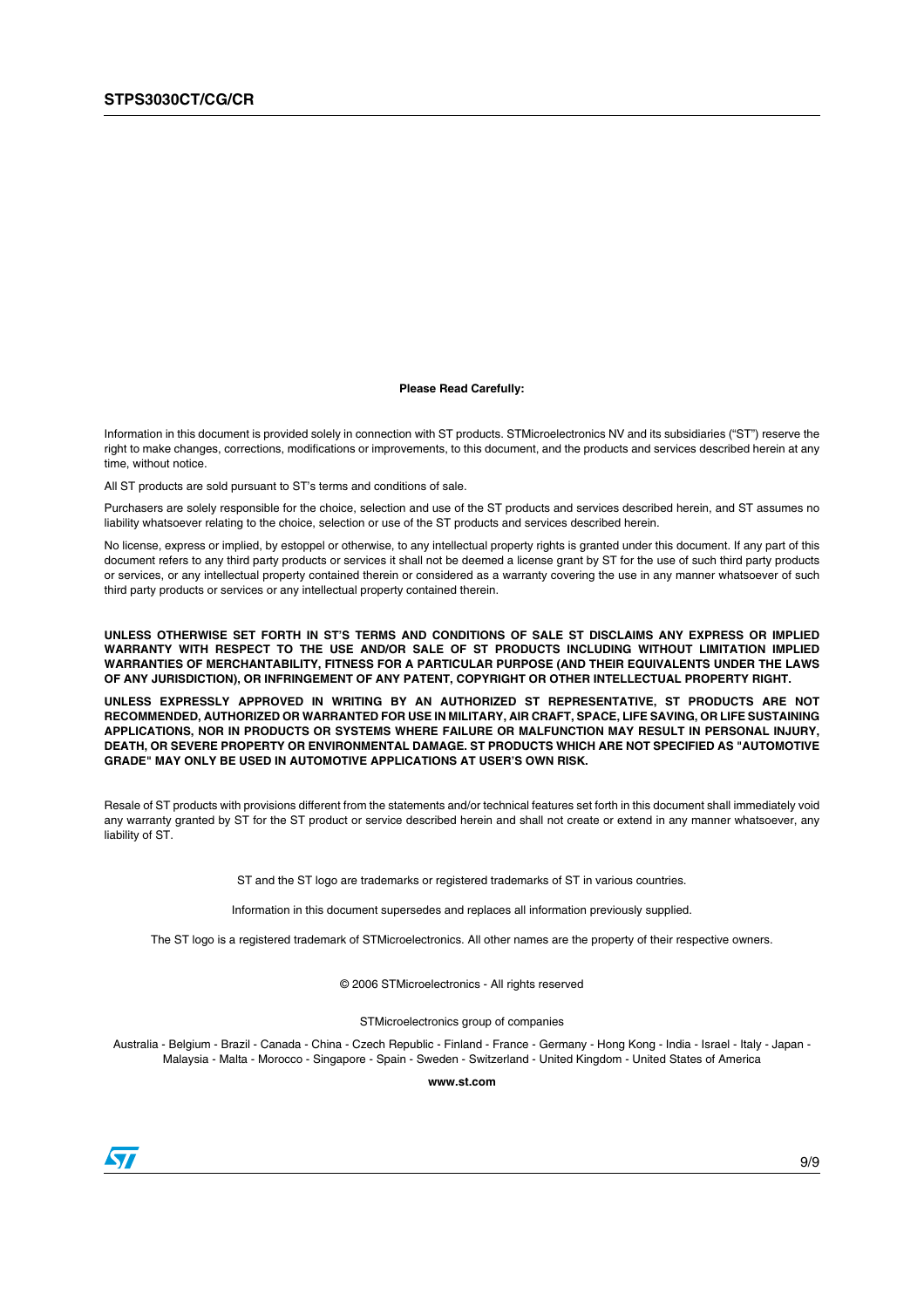**Please Read Carefully:**

Information in this document is provided solely in connection with ST products. STMicroelectronics NV and its subsidiaries ("ST") reserve the right to make changes, corrections, modifications or improvements, to this document, and the products and services described herein at any time, without notice.

All ST products are sold pursuant to ST's terms and conditions of sale.

Purchasers are solely responsible for the choice, selection and use of the ST products and services described herein, and ST assumes no liability whatsoever relating to the choice, selection or use of the ST products and services described herein.

No license, express or implied, by estoppel or otherwise, to any intellectual property rights is granted under this document. If any part of this document refers to any third party products or services it shall not be deemed a license grant by ST for the use of such third party products or services, or any intellectual property contained therein or considered as a warranty covering the use in any manner whatsoever of such third party products or services or any intellectual property contained therein.

**UNLESS OTHERWISE SET FORTH IN ST'S TERMS AND CONDITIONS OF SALE ST DISCLAIMS ANY EXPRESS OR IMPLIED WARRANTY WITH RESPECT TO THE USE AND/OR SALE OF ST PRODUCTS INCLUDING WITHOUT LIMITATION IMPLIED WARRANTIES OF MERCHANTABILITY, FITNESS FOR A PARTICULAR PURPOSE (AND THEIR EQUIVALENTS UNDER THE LAWS OF ANY JURISDICTION), OR INFRINGEMENT OF ANY PATENT, COPYRIGHT OR OTHER INTELLECTUAL PROPERTY RIGHT.**

**UNLESS EXPRESSLY APPROVED IN WRITING BY AN AUTHORIZED ST REPRESENTATIVE, ST PRODUCTS ARE NOT RECOMMENDED, AUTHORIZED OR WARRANTED FOR USE IN MILITARY, AIR CRAFT, SPACE, LIFE SAVING, OR LIFE SUSTAINING APPLICATIONS, NOR IN PRODUCTS OR SYSTEMS WHERE FAILURE OR MALFUNCTION MAY RESULT IN PERSONAL INJURY, DEATH, OR SEVERE PROPERTY OR ENVIRONMENTAL DAMAGE. ST PRODUCTS WHICH ARE NOT SPECIFIED AS "AUTOMOTIVE GRADE" MAY ONLY BE USED IN AUTOMOTIVE APPLICATIONS AT USER'S OWN RISK.**

Resale of ST products with provisions different from the statements and/or technical features set forth in this document shall immediately void any warranty granted by ST for the ST product or service described herein and shall not create or extend in any manner whatsoever, any liability of ST.

ST and the ST logo are trademarks or registered trademarks of ST in various countries.

Information in this document supersedes and replaces all information previously supplied.

The ST logo is a registered trademark of STMicroelectronics. All other names are the property of their respective owners.

© 2006 STMicroelectronics - All rights reserved

STMicroelectronics group of companies

Australia - Belgium - Brazil - Canada - China - Czech Republic - Finland - France - Germany - Hong Kong - India - Israel - Italy - Japan - Malaysia - Malta - Morocco - Singapore - Spain - Sweden - Switzerland - United Kingdom - United States of America

**www.st.com**